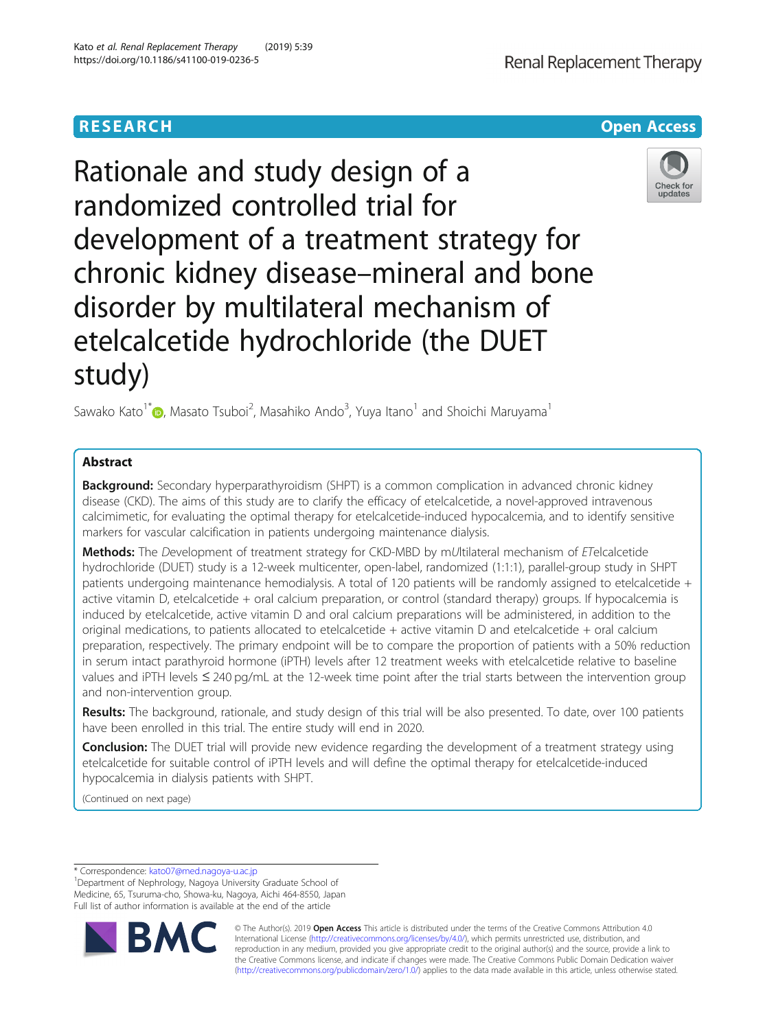# Rationale and study design of a randomized controlled trial for development of a treatment strategy for chronic kidney disease–mineral and bone disorder by multilateral mechanism of etelcalcetide hydrochloride (the DUET study)

Sawako Kato[1*], Masato Tsuboi[2], Masahiko Ando[3], Yuya Itano[1] and Shoichi Maruyama[1]

## Abstract

**Background:** Secondary hyperparathyroidism (SHPT) is a common complication in advanced chronic kidney disease (CKD). The aims of this study are to clarify the efficacy of etelcalcetide, a novel-approved intravenous calcimimetic, for evaluating the optimal therapy for etelcalcetide-induced hypocalcemia, and to identify sensitive markers for vascular calcification in patients undergoing maintenance dialysis.

**Methods:** The *D*evelopment of treatment strategy for CKD-MBD by m*U*ltilateral mechanism of *ET*elcalcetide hydrochloride (DUET) study is a 12-week multicenter, open-label, randomized (1:1:1), parallel-group study in SHPT patients undergoing maintenance hemodialysis. A total of 120 patients will be randomly assigned to etelcalcetide + active vitamin D, etelcalcetide + oral calcium preparation, or control (standard therapy) groups. If hypocalcemia is induced by etelcalcetide, active vitamin D and oral calcium preparations will be administered, in addition to the original medications, to patients allocated to etelcalcetide + active vitamin D and etelcalcetide + oral calcium preparation, respectively. The primary endpoint will be to compare the proportion of patients with a 50% reduction in serum intact parathyroid hormone (iPTH) levels after 12 treatment weeks with etelcalcetide relative to baseline values and iPTH levels ≤ 240 pg/mL at the 12-week time point after the trial starts between the intervention group and non-intervention group.

**Results:** The background, rationale, and study design of this trial will be also presented. To date, over 100 patients have been enrolled in this trial. The entire study will end in 2020.

**Conclusion:** The DUET trial will provide new evidence regarding the development of a treatment strategy using etelcalcetide for suitable control of iPTH levels and will define the optimal therapy for etelcalcetide-induced hypocalcemia in dialysis patients with SHPT.

(Continued on next page)

---

* Correspondence: kato07@med.nagoya-u.ac.jp

[1]Department of Nephrology, Nagoya University Graduate School of Medicine, 65, Tsuruma-cho, Showa-ku, Nagoya, Aichi 464-8550, Japan

Full list of author information is available at the end of the article

© The Author(s). 2019 **Open Access** This article is distributed under the terms of the Creative Commons Attribution 4.0 International License (http://creativecommons.org/licenses/by/4.0/), which permits unrestricted use, distribution, and reproduction in any medium, provided you give appropriate credit to the original author(s) and the source, provide a link to the Creative Commons license, and indicate if changes were made. The Creative Commons Public Domain Dedication waiver (http://creativecommons.org/publicdomain/zero/1.0/) applies to the data made available in this article, unless otherwise stated.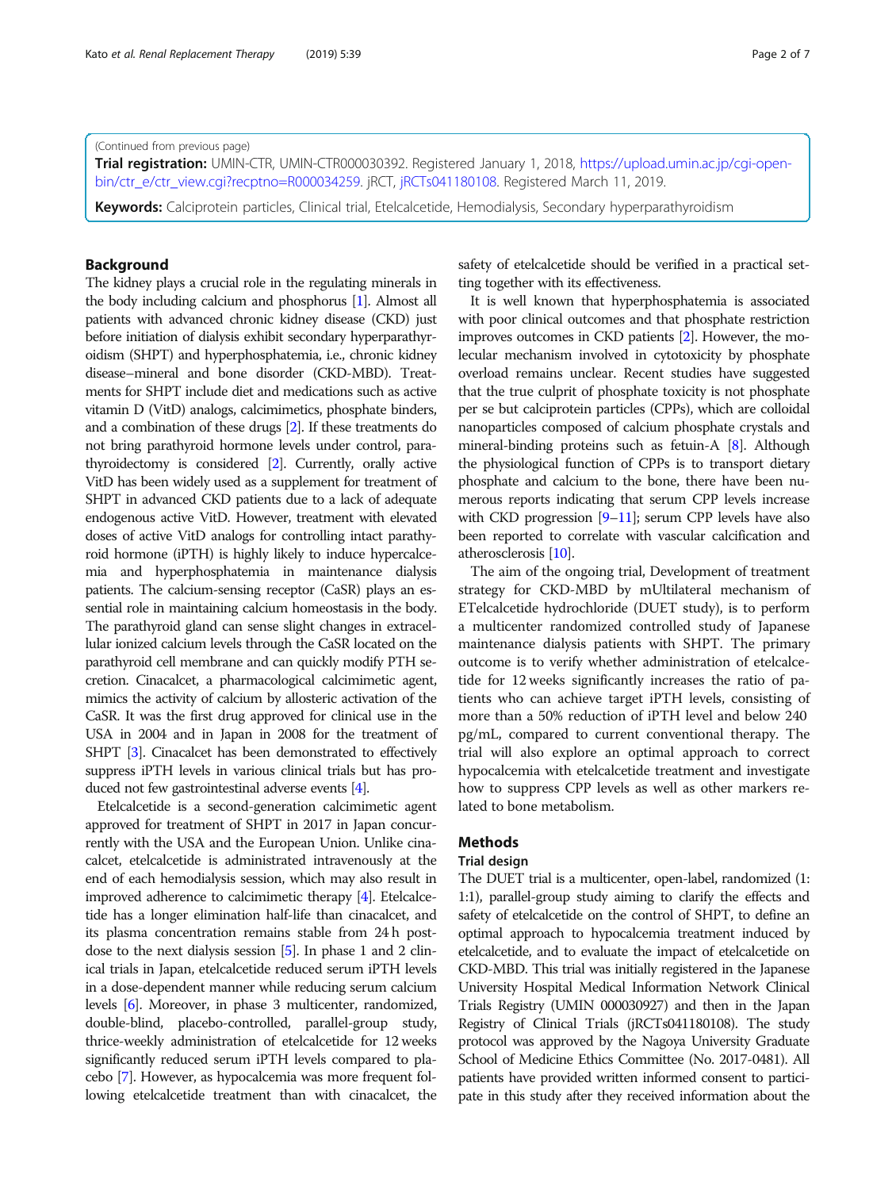(Continued from previous page)

**Trial registration:** UMIN-CTR, UMIN-CTR000030392. Registered January 1, 2018, https://upload.umin.ac.jp/cgi-open-bin/ctr_e/ctr_view.cgi?recptno=R000034259. jRCT, jRCTs041180108. Registered March 11, 2019.

**Keywords:** Calciprotein particles, Clinical trial, Etelcalcetide, Hemodialysis, Secondary hyperparathyroidism

## Background

The kidney plays a crucial role in the regulating minerals in the body including calcium and phosphorus [1]. Almost all patients with advanced chronic kidney disease (CKD) just before initiation of dialysis exhibit secondary hyperparathyroidism (SHPT) and hyperphosphatemia, i.e., chronic kidney disease–mineral and bone disorder (CKD-MBD). Treatments for SHPT include diet and medications such as active vitamin D (VitD) analogs, calcimimetics, phosphate binders, and a combination of these drugs [2]. If these treatments do not bring parathyroid hormone levels under control, parathyroidectomy is considered [2]. Currently, orally active VitD has been widely used as a supplement for treatment of SHPT in advanced CKD patients due to a lack of adequate endogenous active VitD. However, treatment with elevated doses of active VitD analogs for controlling intact parathyroid hormone (iPTH) is highly likely to induce hypercalcemia and hyperphosphatemia in maintenance dialysis patients. The calcium-sensing receptor (CaSR) plays an essential role in maintaining calcium homeostasis in the body. The parathyroid gland can sense slight changes in extracellular ionized calcium levels through the CaSR located on the parathyroid cell membrane and can quickly modify PTH secretion. Cinacalcet, a pharmacological calcimimetic agent, mimics the activity of calcium by allosteric activation of the CaSR. It was the first drug approved for clinical use in the USA in 2004 and in Japan in 2008 for the treatment of SHPT [3]. Cinacalcet has been demonstrated to effectively suppress iPTH levels in various clinical trials but has produced not few gastrointestinal adverse events [4].

Etelcalcetide is a second-generation calcimimetic agent approved for treatment of SHPT in 2017 in Japan concurrently with the USA and the European Union. Unlike cinacalcet, etelcalcetide is administrated intravenously at the end of each hemodialysis session, which may also result in improved adherence to calcimimetic therapy [4]. Etelcalcetide has a longer elimination half-life than cinacalcet, and its plasma concentration remains stable from 24 h post-dose to the next dialysis session [5]. In phase 1 and 2 clinical trials in Japan, etelcalcetide reduced serum iPTH levels in a dose-dependent manner while reducing serum calcium levels [6]. Moreover, in phase 3 multicenter, randomized, double-blind, placebo-controlled, parallel-group study, thrice-weekly administration of etelcalcetide for 12 weeks significantly reduced serum iPTH levels compared to placebo [7]. However, as hypocalcemia was more frequent following etelcalcetide treatment than with cinacalcet, the safety of etelcalcetide should be verified in a practical setting together with its effectiveness.

It is well known that hyperphosphatemia is associated with poor clinical outcomes and that phosphate restriction improves outcomes in CKD patients [2]. However, the molecular mechanism involved in cytotoxicity by phosphate overload remains unclear. Recent studies have suggested that the true culprit of phosphate toxicity is not phosphate per se but calciprotein particles (CPPs), which are colloidal nanoparticles composed of calcium phosphate crystals and mineral-binding proteins such as fetuin-A [8]. Although the physiological function of CPPs is to transport dietary phosphate and calcium to the bone, there have been numerous reports indicating that serum CPP levels increase with CKD progression [9–11]; serum CPP levels have also been reported to correlate with vascular calcification and atherosclerosis [10].

The aim of the ongoing trial, Development of treatment strategy for CKD-MBD by mUltilateral mechanism of ETelcalcetide hydrochloride (DUET study), is to perform a multicenter randomized controlled study of Japanese maintenance dialysis patients with SHPT. The primary outcome is to verify whether administration of etelcalcetide for 12 weeks significantly increases the ratio of patients who can achieve target iPTH levels, consisting of more than a 50% reduction of iPTH level and below 240 pg/mL, compared to current conventional therapy. The trial will also explore an optimal approach to correct hypocalcemia with etelcalcetide treatment and investigate how to suppress CPP levels as well as other markers related to bone metabolism.

## Methods

### Trial design

The DUET trial is a multicenter, open-label, randomized (1:1), parallel-group study aiming to clarify the effects and safety of etelcalcetide on the control of SHPT, to define an optimal approach to hypocalcemia treatment induced by etelcalcetide, and to evaluate the impact of etelcalcetide on CKD-MBD. This trial was initially registered in the Japanese University Hospital Medical Information Network Clinical Trials Registry (UMIN 000030927) and then in the Japan Registry of Clinical Trials (jRCTs041180108). The study protocol was approved by the Nagoya University Graduate School of Medicine Ethics Committee (No. 2017-0481). All patients have provided written informed consent to participate in this study after they received information about the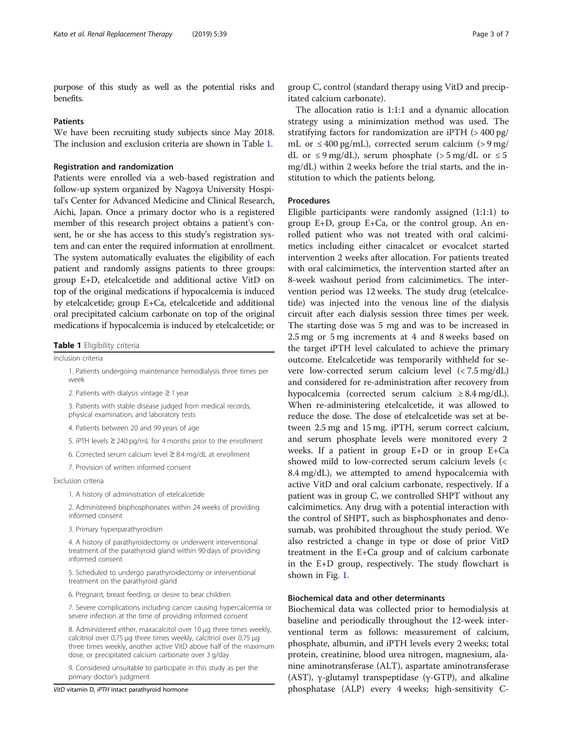purpose of this study as well as the potential risks and benefits.

### Patients

We have been recruiting study subjects since May 2018. The inclusion and exclusion criteria are shown in Table 1.

### Registration and randomization

Patients were enrolled via a web-based registration and follow-up system organized by Nagoya University Hospital's Center for Advanced Medicine and Clinical Research, Aichi, Japan. Once a primary doctor who is a registered member of this research project obtains a patient's consent, he or she has access to this study's registration system and can enter the required information at enrollment. The system automatically evaluates the eligibility of each patient and randomly assigns patients to three groups: group E+D, etelcalcetide and additional active VitD on top of the original medications if hypocalcemia is induced by etelcalcetide; group E+Ca, etelcalcetide and additional oral precipitated calcium carbonate on top of the original medications if hypocalcemia is induced by etelcalcetide; or group C, control (standard therapy using VitD and precipitated calcium carbonate).

The allocation ratio is 1:1:1 and a dynamic allocation strategy using a minimization method was used. The stratifying factors for randomization are iPTH (> 400 pg/mL or ≤ 400 pg/mL), corrected serum calcium (> 9 mg/dL or ≤ 9 mg/dL), serum phosphate (> 5 mg/dL or ≤ 5 mg/dL) within 2 weeks before the trial starts, and the institution to which the patients belong.

**Table 1** Eligibility criteria

| |
|---|
| Inclusion criteria |
| 1. Patients undergoing maintenance hemodialysis three times per week |
| 2. Patients with dialysis vintage ≥ 1 year |
| 3. Patients with stable disease judged from medical records, physical examination, and laboratory tests |
| 4. Patients between 20 and 99 years of age |
| 5. iPTH levels ≥ 240 pg/mL for 4 months prior to the enrollment |
| 6. Corrected serum calcium level ≥ 8.4 mg/dL at enrollment |
| 7. Provision of written informed consent |
| Exclusion criteria |
| 1. A history of administration of etelcalcetide |
| 2. Administered bisphosphonates within 24 weeks of providing informed consent |
| 3. Primary hyperparathyroidism |
| 4. A history of parathyroidectomy or underwent interventional treatment of the parathyroid gland within 90 days of providing informed consent |
| 5. Scheduled to undergo parathyroidectomy or interventional treatment on the parathyroid gland |
| 6. Pregnant, breast feeding, or desire to bear children |
| 7. Severe complications including cancer causing hypercalcemia or severe infection at the time of providing informed consent |
| 8. Administered either, maxacalcitol over 10 μg three times weekly, calcitriol over 0.75 μg three times weekly, calcitriol over 0.75 μg three times weekly, another active VitD above half of the maximum dose, or precipitated calcium carbonate over 3 g/day |
| 9. Considered unsuitable to participate in this study as per the primary doctor's judgment |

*VitD* vitamin D, *iPTH* intact parathyroid hormone

### Procedures

Eligible participants were randomly assigned (1:1:1) to group E+D, group E+Ca, or the control group. An enrolled patient who was not treated with oral calcimimetics including either cinacalcet or evocalcet started intervention 2 weeks after allocation. For patients treated with oral calcimimetics, the intervention started after an 8-week washout period from calcimimetics. The intervention period was 12 weeks. The study drug (etelcalcetide) was injected into the venous line of the dialysis circuit after each dialysis session three times per week. The starting dose was 5 mg and was to be increased in 2.5 mg or 5 mg increments at 4 and 8 weeks based on the target iPTH level calculated to achieve the primary outcome. Etelcalcetide was temporarily withheld for severe low-corrected serum calcium level (< 7.5 mg/dL) and considered for re-administration after recovery from hypocalcemia (corrected serum calcium ≥ 8.4 mg/dL). When re-administering etelcalcetide, it was allowed to reduce the dose. The dose of etelcalcetide was set at between 2.5 mg and 15 mg. iPTH, serum correct calcium, and serum phosphate levels were monitored every 2 weeks. If a patient in group E+D or in group E+Ca showed mild to low-corrected serum calcium levels (< 8.4 mg/dL), we attempted to amend hypocalcemia with active VitD and oral calcium carbonate, respectively. If a patient was in group C, we controlled SHPT without any calcimimetics. Any drug with a potential interaction with the control of SHPT, such as bisphosphonates and denosumab, was prohibited throughout the study period. We also restricted a change in type or dose of prior VitD treatment in the E+Ca group and of calcium carbonate in the E+D group, respectively. The study flowchart is shown in Fig. 1.

### Biochemical data and other determinants

Biochemical data was collected prior to hemodialysis at baseline and periodically throughout the 12-week interventional term as follows: measurement of calcium, phosphate, albumin, and iPTH levels every 2 weeks; total protein, creatinine, blood urea nitrogen, magnesium, alanine aminotransferase (ALT), aspartate aminotransferase (AST), γ-glutamyl transpeptidase (γ-GTP), and alkaline phosphatase (ALP) every 4 weeks; high-sensitivity C-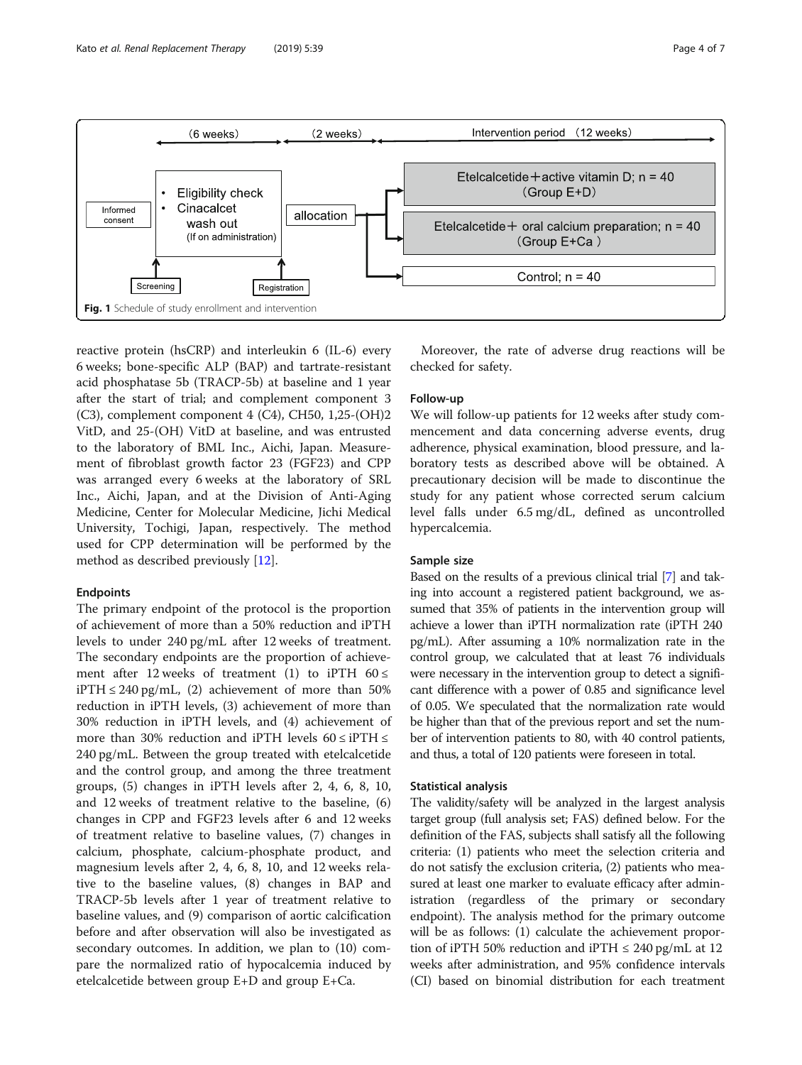(6 weeks) (2 weeks) Intervention period (12 weeks)

- Informed consent
- Eligibility check
- Cinacalcet wash out (If on administration)
- Screening
- Registration
- allocation
- Etelcalcetide＋active vitamin D; n = 40 (Group E+D)
- Etelcalcetide＋ oral calcium preparation; n = 40 (Group E+Ca)
- Control; n = 40

**Fig. 1** Schedule of study enrollment and intervention

reactive protein (hsCRP) and interleukin 6 (IL-6) every 6 weeks; bone-specific ALP (BAP) and tartrate-resistant acid phosphatase 5b (TRACP-5b) at baseline and 1 year after the start of trial; and complement component 3 (C3), complement component 4 (C4), CH50, 1,25-(OH)2 VitD, and 25-(OH) VitD at baseline, and was entrusted to the laboratory of BML Inc., Aichi, Japan. Measurement of fibroblast growth factor 23 (FGF23) and CPP was arranged every 6 weeks at the laboratory of SRL Inc., Aichi, Japan, and at the Division of Anti-Aging Medicine, Center for Molecular Medicine, Jichi Medical University, Tochigi, Japan, respectively. The method used for CPP determination will be performed by the method as described previously [12].

### Endpoints

The primary endpoint of the protocol is the proportion of achievement of more than a 50% reduction and iPTH levels to under 240 pg/mL after 12 weeks of treatment. The secondary endpoints are the proportion of achievement after 12 weeks of treatment (1) to iPTH $60 \leq$ iPTH $\leq 240$ pg/mL, (2) achievement of more than 50% reduction in iPTH levels, (3) achievement of more than 30% reduction in iPTH levels, and (4) achievement of more than 30% reduction and iPTH levels $60 \leq$ iPTH $\leq$ 240 pg/mL. Between the group treated with etelcalcetide and the control group, and among the three treatment groups, (5) changes in iPTH levels after 2, 4, 6, 8, 10, and 12 weeks of treatment relative to the baseline, (6) changes in CPP and FGF23 levels after 6 and 12 weeks of treatment relative to baseline values, (7) changes in calcium, phosphate, calcium-phosphate product, and magnesium levels after 2, 4, 6, 8, 10, and 12 weeks relative to the baseline values, (8) changes in BAP and TRACP-5b levels after 1 year of treatment relative to baseline values, and (9) comparison of aortic calcification before and after observation will also be investigated as secondary outcomes. In addition, we plan to (10) compare the normalized ratio of hypocalcemia induced by etelcalcetide between group E+D and group E+Ca.

Moreover, the rate of adverse drug reactions will be checked for safety.

### Follow-up

We will follow-up patients for 12 weeks after study commencement and data concerning adverse events, drug adherence, physical examination, blood pressure, and laboratory tests as described above will be obtained. A precautionary decision will be made to discontinue the study for any patient whose corrected serum calcium level falls under 6.5 mg/dL, defined as uncontrolled hypercalcemia.

### Sample size

Based on the results of a previous clinical trial [7] and taking into account a registered patient background, we assumed that 35% of patients in the intervention group will achieve a lower than iPTH normalization rate (iPTH 240 pg/mL). After assuming a 10% normalization rate in the control group, we calculated that at least 76 individuals were necessary in the intervention group to detect a significant difference with a power of 0.85 and significance level of 0.05. We speculated that the normalization rate would be higher than that of the previous report and set the number of intervention patients to 80, with 40 control patients, and thus, a total of 120 patients were foreseen in total.

### Statistical analysis

The validity/safety will be analyzed in the largest analysis target group (full analysis set; FAS) defined below. For the definition of the FAS, subjects shall satisfy all the following criteria: (1) patients who meet the selection criteria and do not satisfy the exclusion criteria, (2) patients who measured at least one marker to evaluate efficacy after administration (regardless of the primary or secondary endpoint). The analysis method for the primary outcome will be as follows: (1) calculate the achievement proportion of iPTH 50% reduction and iPTH $\leq 240$ pg/mL at 12 weeks after administration, and 95% confidence intervals (CI) based on binomial distribution for each treatment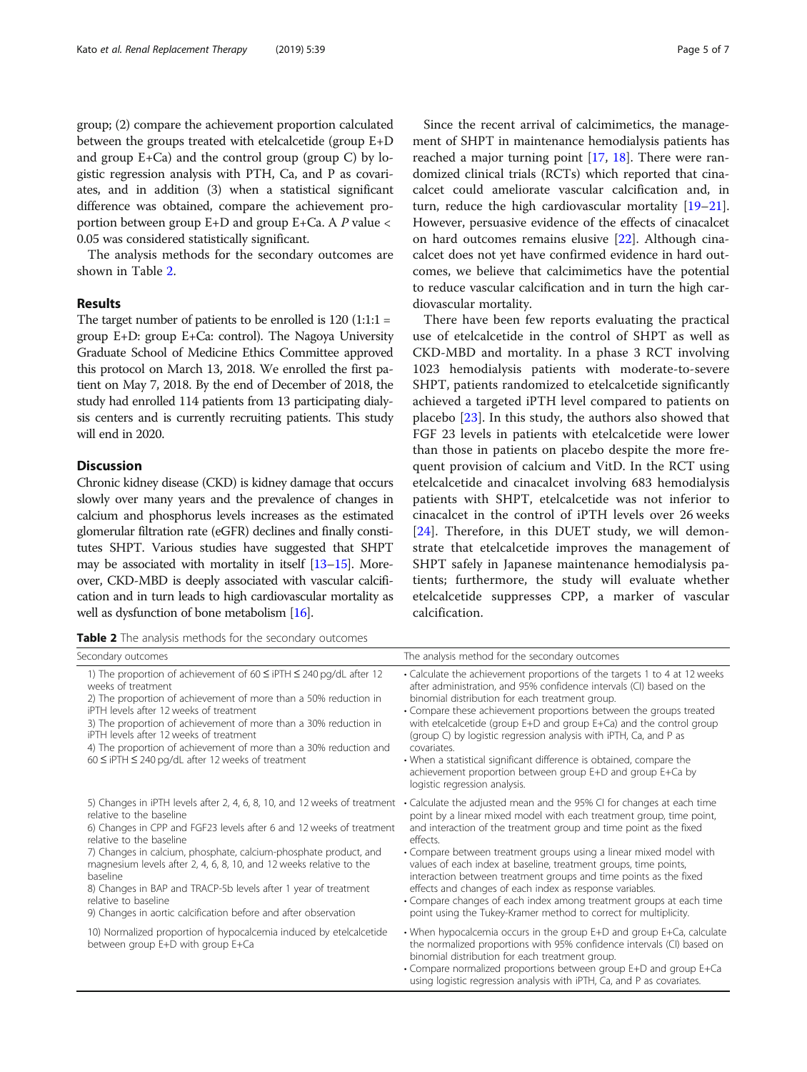group; (2) compare the achievement proportion calculated between the groups treated with etelcalcetide (group E+D and group E+Ca) and the control group (group C) by logistic regression analysis with PTH, Ca, and P as covariates, and in addition (3) when a statistical significant difference was obtained, compare the achievement proportion between group E+D and group E+Ca. A *P* value < 0.05 was considered statistically significant.

The analysis methods for the secondary outcomes are shown in Table 2.

## Results

The target number of patients to be enrolled is 120 (1:1:1 = group E+D: group E+Ca: control). The Nagoya University Graduate School of Medicine Ethics Committee approved this protocol on March 13, 2018. We enrolled the first patient on May 7, 2018. By the end of December of 2018, the study had enrolled 114 patients from 13 participating dialysis centers and is currently recruiting patients. This study will end in 2020.

## Discussion

Chronic kidney disease (CKD) is kidney damage that occurs slowly over many years and the prevalence of changes in calcium and phosphorus levels increases as the estimated glomerular filtration rate (eGFR) declines and finally constitutes SHPT. Various studies have suggested that SHPT may be associated with mortality in itself [13–15]. Moreover, CKD-MBD is deeply associated with vascular calcification and in turn leads to high cardiovascular mortality as well as dysfunction of bone metabolism [16].

Since the recent arrival of calcimimetics, the management of SHPT in maintenance hemodialysis patients has reached a major turning point [17, 18]. There were randomized clinical trials (RCTs) which reported that cinacalcet could ameliorate vascular calcification and, in turn, reduce the high cardiovascular mortality [19–21]. However, persuasive evidence of the effects of cinacalcet on hard outcomes remains elusive [22]. Although cinacalcet does not yet have confirmed evidence in hard outcomes, we believe that calcimimetics have the potential to reduce vascular calcification and in turn the high cardiovascular mortality.

There have been few reports evaluating the practical use of etelcalcetide in the control of SHPT as well as CKD-MBD and mortality. In a phase 3 RCT involving 1023 hemodialysis patients with moderate-to-severe SHPT, patients randomized to etelcalcetide significantly achieved a targeted iPTH level compared to patients on placebo [23]. In this study, the authors also showed that FGF 23 levels in patients with etelcalcetide were lower than those in patients on placebo despite the more frequent provision of calcium and VitD. In the RCT using etelcalcetide and cinacalcet involving 683 hemodialysis patients with SHPT, etelcalcetide was not inferior to cinacalcet in the control of iPTH levels over 26 weeks [24]. Therefore, in this DUET study, we will demonstrate that etelcalcetide improves the management of SHPT safely in Japanese maintenance hemodialysis patients; furthermore, the study will evaluate whether etelcalcetide suppresses CPP, a marker of vascular calcification.

**Table 2** The analysis methods for the secondary outcomes

| Secondary outcomes | The analysis method for the secondary outcomes |
|---|---|
| 1) The proportion of achievement of 60 ≤ iPTH ≤ 240 pg/dL after 12 weeks of treatment<br>2) The proportion of achievement of more than a 50% reduction in iPTH levels after 12 weeks of treatment<br>3) The proportion of achievement of more than a 30% reduction in iPTH levels after 12 weeks of treatment<br>4) The proportion of achievement of more than a 30% reduction and 60 ≤ iPTH ≤ 240 pg/dL after 12 weeks of treatment | • Calculate the achievement proportions of the targets 1 to 4 at 12 weeks after administration, and 95% confidence intervals (CI) based on the binomial distribution for each treatment group.<br>• Compare these achievement proportions between the groups treated with etelcalcetide (group E+D and group E+Ca) and the control group (group C) by logistic regression analysis with iPTH, Ca, and P as covariates.<br>• When a statistical significant difference is obtained, compare the achievement proportion between group E+D and group E+Ca by logistic regression analysis. |
| 5) Changes in iPTH levels after 2, 4, 6, 8, 10, and 12 weeks of treatment relative to the baseline<br>6) Changes in CPP and FGF23 levels after 6 and 12 weeks of treatment relative to the baseline<br>7) Changes in calcium, phosphate, calcium-phosphate product, and magnesium levels after 2, 4, 6, 8, 10, and 12 weeks relative to the baseline<br>8) Changes in BAP and TRACP-5b levels after 1 year of treatment relative to baseline<br>9) Changes in aortic calcification before and after observation | • Calculate the adjusted mean and the 95% CI for changes at each time point by a linear mixed model with each treatment group, time point, and interaction of the treatment group and time point as the fixed effects.<br>• Compare between treatment groups using a linear mixed model with values of each index at baseline, treatment groups, time points, interaction between treatment groups and time points as the fixed effects and changes of each index as response variables.<br>• Compare changes of each index among treatment groups at each time point using the Tukey-Kramer method to correct for multiplicity. |
| 10) Normalized proportion of hypocalcemia induced by etelcalcetide between group E+D with group E+Ca | • When hypocalcemia occurs in the group E+D and group E+Ca, calculate the normalized proportions with 95% confidence intervals (CI) based on binomial distribution for each treatment group.<br>• Compare normalized proportions between group E+D and group E+Ca using logistic regression analysis with iPTH, Ca, and P as covariates. |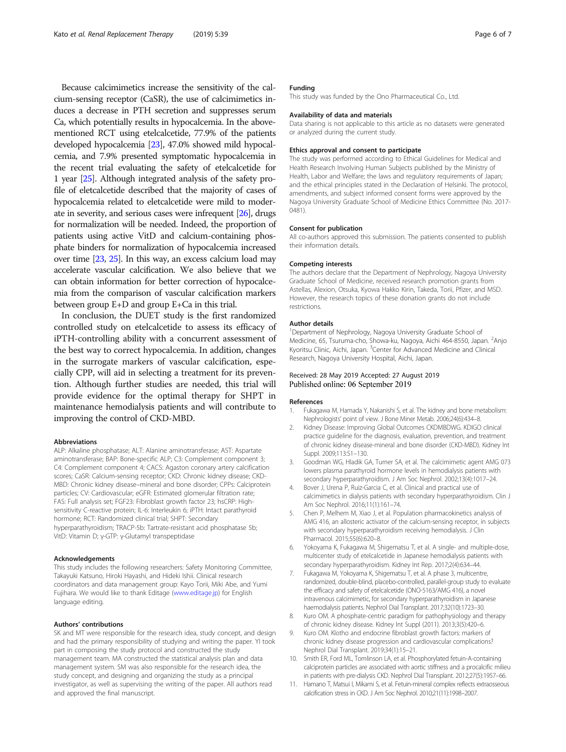Because calcimimetics increase the sensitivity of the calcium-sensing receptor (CaSR), the use of calcimimetics induces a decrease in PTH secretion and suppresses serum Ca, which potentially results in hypocalcemia. In the above-mentioned RCT using etelcalcetide, 77.9% of the patients developed hypocalcemia [23], 47.0% showed mild hypocalcemia, and 7.9% presented symptomatic hypocalcemia in the recent trial evaluating the safety of etelcalcetide for 1 year [25]. Although integrated analysis of the safety profile of eletcalcetide described that the majority of cases of hypocalcemia related to eletcalcetide were mild to moderate in severity, and serious cases were infrequent [26], drugs for normalization will be needed. Indeed, the proportion of patients using active VitD and calcium-containing phosphate binders for normalization of hypocalcemia increased over time [23, 25]. In this way, an excess calcium load may accelerate vascular calcification. We also believe that we can obtain information for better correction of hypocalcemia from the comparison of vascular calcification markers between group E+D and group E+Ca in this trial.

In conclusion, the DUET study is the first randomized controlled study on etelcalcetide to assess its efficacy of iPTH-controlling ability with a concurrent assessment of the best way to correct hypocalcemia. In addition, changes in the surrogate markers of vascular calcification, especially CPP, will aid in selecting a treatment for its prevention. Although further studies are needed, this trial will provide evidence for the optimal therapy for SHPT in maintenance hemodialysis patients and will contribute to improving the control of CKD-MBD.

#### Abbreviations

ALP: Alkaline phosphatase; ALT: Alanine aminotransferase; AST: Aspartate aminotransferase; BAP: Bone-specific ALP; C3: Complement component 3; C4: Complement component 4; CACS: Agaston coronary artery calcification scores; CaSR: Calcium-sensing receptor; CKD: Chronic kidney disease; CKD-MBD: Chronic kidney disease–mineral and bone disorder; CPPs: Calciprotein particles; CV: Cardiovascular; eGFR: Estimated glomerular filtration rate; FAS: Full analysis set; FGF23: Fibroblast growth factor 23; hsCRP: High-sensitivity C-reactive protein; IL-6: Interleukin 6; iPTH: Intact parathyroid hormone; RCT: Randomized clinical trial; SHPT: Secondary hyperparathyroidism; TRACP-5b: Tartrate-resistant acid phosphatase 5b; VitD: Vitamin D; γ-GTP: γ-Glutamyl transpeptidase

#### Acknowledgements

This study includes the following researchers: Safety Monitoring Committee, Takayuki Katsuno, Hiroki Hayashi, and Hideki Ishii. Clinical research coordinators and data management group: Kayo Torii, Miki Abe, and Yumi Fujihara. We would like to thank Editage (www.editage.jp) for English language editing.

#### Authors' contributions

SK and MT were responsible for the research idea, study concept, and design and had the primary responsibility of studying and writing the paper. YI took part in composing the study protocol and constructed the study management team. MA constructed the statistical analysis plan and data management system. SM was also responsible for the research idea, the study concept, and designing and organizing the study as a principal investigator, as well as supervising the writing of the paper. All authors read and approved the final manuscript.

#### Funding

This study was funded by the Ono Pharmaceutical Co., Ltd.

#### Availability of data and materials

Data sharing is not applicable to this article as no datasets were generated or analyzed during the current study.

#### Ethics approval and consent to participate

The study was performed according to Ethical Guidelines for Medical and Health Research Involving Human Subjects published by the Ministry of Health, Labor and Welfare; the laws and regulatory requirements of Japan; and the ethical principles stated in the Declaration of Helsinki. The protocol, amendments, and subject informed consent forms were approved by the Nagoya University Graduate School of Medicine Ethics Committee (No. 2017-0481).

#### Consent for publication

All co-authors approved this submission. The patients consented to publish their information details.

#### Competing interests

The authors declare that the Department of Nephrology, Nagoya University Graduate School of Medicine, received research promotion grants from Astellas, Alexion, Otsuka, Kyowa Hakko Kirin, Takeda, Torii, Pfizer, and MSD. However, the research topics of these donation grants do not include restrictions.

#### Author details

[1]Department of Nephrology, Nagoya University Graduate School of Medicine, 65, Tsuruma-cho, Showa-ku, Nagoya, Aichi 464-8550, Japan. [2]Anjo Kyoritsu Clinic, Aichi, Japan. [3]Center for Advanced Medicine and Clinical Research, Nagoya University Hospital, Aichi, Japan.

Received: 28 May 2019 Accepted: 27 August 2019
Published online: 06 September 2019

#### References

1. Fukagawa M, Hamada Y, Nakanishi S, et al. The kidney and bone metabolism: Nephrologists' point of view. J Bone Miner Metab. 2006;24(6):434–8.
2. Kidney Disease: Improving Global Outcomes CKDMBDWG. KDIGO clinical practice guideline for the diagnosis, evaluation, prevention, and treatment of chronic kidney disease-mineral and bone disorder (CKD-MBD). Kidney Int Suppl. 2009;113:S1–130.
3. Goodman WG, Hladik GA, Turner SA, et al. The calcimimetic agent AMG 073 lowers plasma parathyroid hormone levels in hemodialysis patients with secondary hyperparathyroidism. J Am Soc Nephrol. 2002;13(4):1017–24.
4. Bover J, Urena P, Ruiz-Garcia C, et al. Clinical and practical use of calcimimetics in dialysis patients with secondary hyperparathyroidism. Clin J Am Soc Nephrol. 2016;11(1):161–74.
5. Chen P, Melhem M, Xiao J, et al. Population pharmacokinetics analysis of AMG 416, an allosteric activator of the calcium-sensing receptor, in subjects with secondary hyperparathyroidism receiving hemodialysis. J Clin Pharmacol. 2015;55(6):620–8.
6. Yokoyama K, Fukagawa M, Shigematsu T, et al. A single- and multiple-dose, multicenter study of etelcalcetide in Japanese hemodialysis patients with secondary hyperparathyroidism. Kidney Int Rep. 2017;2(4):634–44.
7. Fukagawa M, Yokoyama K, Shigematsu T, et al. A phase 3, multicentre, randomized, double-blind, placebo-controlled, parallel-group study to evaluate the efficacy and safety of etelcalcetide (ONO-5163/AMG 416), a novel intravenous calcimimetic, for secondary hyperparathyroidism in Japanese haemodialysis patients. Nephrol Dial Transplant. 2017;32(10):1723–30.
8. Kuro OM. A phosphate-centric paradigm for pathophysiology and therapy of chronic kidney disease. Kidney Int Suppl (2011). 2013;3(5):420–6.
9. Kuro OM. Klotho and endocrine fibroblast growth factors: markers of chronic kidney disease progression and cardiovascular complications? Nephrol Dial Transplant. 2019;34(1):15–21.
10. Smith ER, Ford ML, Tomlinson LA, et al. Phosphorylated fetuin-A-containing calciprotein particles are associated with aortic stiffness and a procalcific milieu in patients with pre-dialysis CKD. Nephrol Dial Transplant. 2012;27(5):1957–66.
11. Hamano T, Matsui I, Mikami S, et al. Fetuin-mineral complex reflects extraosseous calcification stress in CKD. J Am Soc Nephrol. 2010;21(11):1998–2007.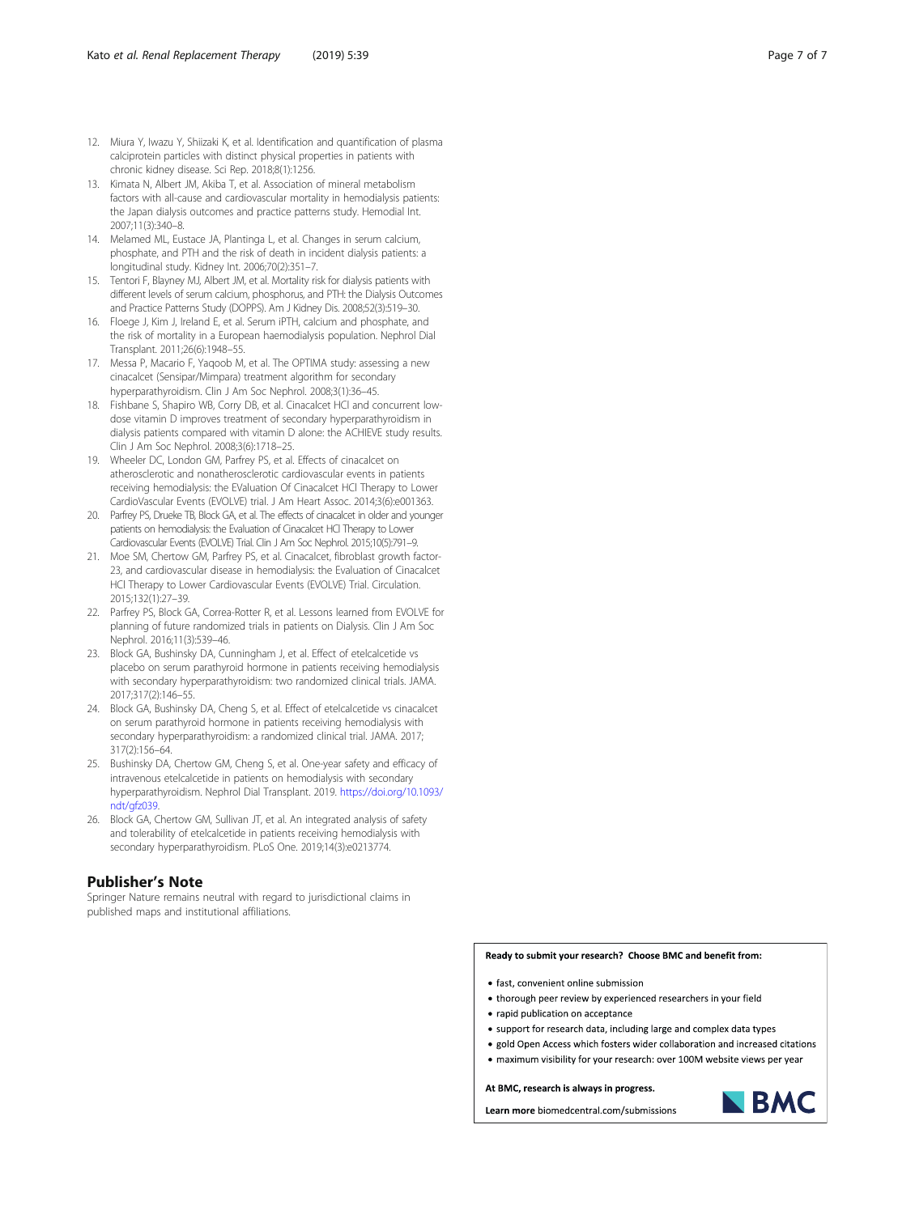12. Miura Y, Iwazu Y, Shiizaki K, et al. Identification and quantification of plasma calciprotein particles with distinct physical properties in patients with chronic kidney disease. Sci Rep. 2018;8(1):1256.
13. Kimata N, Albert JM, Akiba T, et al. Association of mineral metabolism factors with all-cause and cardiovascular mortality in hemodialysis patients: the Japan dialysis outcomes and practice patterns study. Hemodial Int. 2007;11(3):340–8.
14. Melamed ML, Eustace JA, Plantinga L, et al. Changes in serum calcium, phosphate, and PTH and the risk of death in incident dialysis patients: a longitudinal study. Kidney Int. 2006;70(2):351–7.
15. Tentori F, Blayney MJ, Albert JM, et al. Mortality risk for dialysis patients with different levels of serum calcium, phosphorus, and PTH: the Dialysis Outcomes and Practice Patterns Study (DOPPS). Am J Kidney Dis. 2008;52(3):519–30.
16. Floege J, Kim J, Ireland E, et al. Serum iPTH, calcium and phosphate, and the risk of mortality in a European haemodialysis population. Nephrol Dial Transplant. 2011;26(6):1948–55.
17. Messa P, Macario F, Yaqoob M, et al. The OPTIMA study: assessing a new cinacalcet (Sensipar/Mimpara) treatment algorithm for secondary hyperparathyroidism. Clin J Am Soc Nephrol. 2008;3(1):36–45.
18. Fishbane S, Shapiro WB, Corry DB, et al. Cinacalcet HCl and concurrent low-dose vitamin D improves treatment of secondary hyperparathyroidism in dialysis patients compared with vitamin D alone: the ACHIEVE study results. Clin J Am Soc Nephrol. 2008;3(6):1718–25.
19. Wheeler DC, London GM, Parfrey PS, et al. Effects of cinacalcet on atherosclerotic and nonatherosclerotic cardiovascular events in patients receiving hemodialysis: the EValuation Of Cinacalcet HCl Therapy to Lower CardioVascular Events (EVOLVE) trial. J Am Heart Assoc. 2014;3(6):e001363.
20. Parfrey PS, Drueke TB, Block GA, et al. The effects of cinacalcet in older and younger patients on hemodialysis: the Evaluation of Cinacalcet HCl Therapy to Lower Cardiovascular Events (EVOLVE) Trial. Clin J Am Soc Nephrol. 2015;10(5):791–9.
21. Moe SM, Chertow GM, Parfrey PS, et al. Cinacalcet, fibroblast growth factor-23, and cardiovascular disease in hemodialysis: the Evaluation of Cinacalcet HCl Therapy to Lower Cardiovascular Events (EVOLVE) Trial. Circulation. 2015;132(1):27–39.
22. Parfrey PS, Block GA, Correa-Rotter R, et al. Lessons learned from EVOLVE for planning of future randomized trials in patients on Dialysis. Clin J Am Soc Nephrol. 2016;11(3):539–46.
23. Block GA, Bushinsky DA, Cunningham J, et al. Effect of etelcalcetide vs placebo on serum parathyroid hormone in patients receiving hemodialysis with secondary hyperparathyroidism: two randomized clinical trials. JAMA. 2017;317(2):146–55.
24. Block GA, Bushinsky DA, Cheng S, et al. Effect of etelcalcetide vs cinacalcet on serum parathyroid hormone in patients receiving hemodialysis with secondary hyperparathyroidism: a randomized clinical trial. JAMA. 2017; 317(2):156–64.
25. Bushinsky DA, Chertow GM, Cheng S, et al. One-year safety and efficacy of intravenous etelcalcetide in patients on hemodialysis with secondary hyperparathyroidism. Nephrol Dial Transplant. 2019. https://doi.org/10.1093/ndt/gfz039.
26. Block GA, Chertow GM, Sullivan JT, et al. An integrated analysis of safety and tolerability of etelcalcetide in patients receiving hemodialysis with secondary hyperparathyroidism. PLoS One. 2019;14(3):e0213774.

## Publisher's Note

Springer Nature remains neutral with regard to jurisdictional claims in published maps and institutional affiliations.

**Ready to submit your research? Choose BMC and benefit from:**

- fast, convenient online submission
- thorough peer review by experienced researchers in your field
- rapid publication on acceptance
- support for research data, including large and complex data types
- gold Open Access which fosters wider collaboration and increased citations
- maximum visibility for your research: over 100M website views per year

**At BMC, research is always in progress.**

**Learn more** biomedcentral.com/submissions

BMC